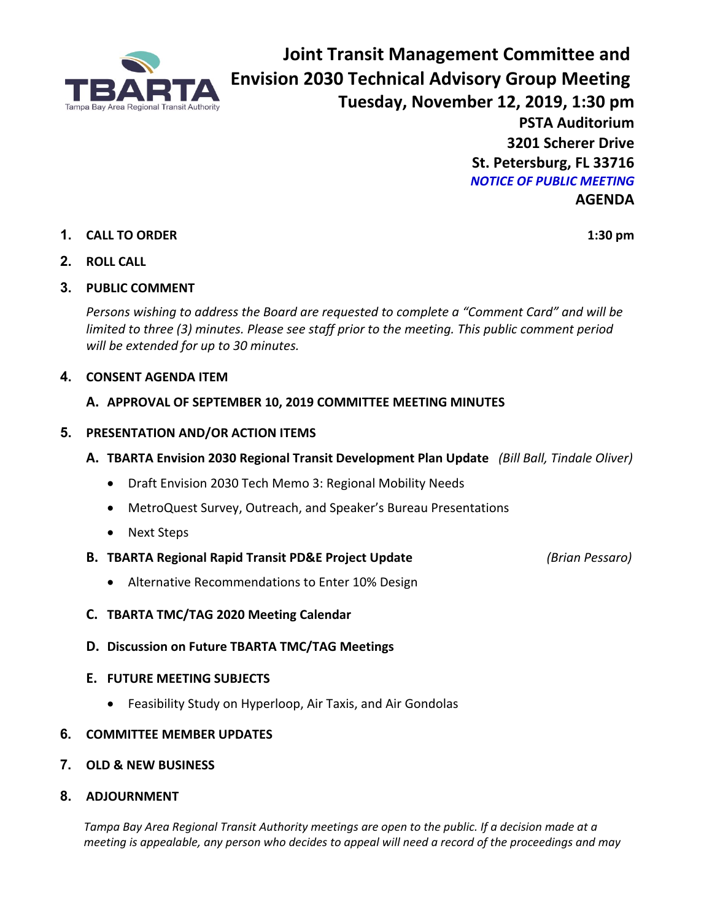TBARTA
Tampa Bay Area Regional Transit Authority

# Joint Transit Management Committee and Envision 2030 Technical Advisory Group Meeting

**Tuesday, November 12, 2019, 1:30 pm**

**PSTA Auditorium**
**3201 Scherer Drive**
**St. Petersburg, FL 33716**

***NOTICE OF PUBLIC MEETING***

**AGENDA**

1. **CALL TO ORDER** **1:30 pm**

2. **ROLL CALL**

3. **PUBLIC COMMENT**

   *Persons wishing to address the Board are requested to complete a "Comment Card" and will be limited to three (3) minutes. Please see staff prior to the meeting. This public comment period will be extended for up to 30 minutes.*

4. **CONSENT AGENDA ITEM**

   A. **APPROVAL OF SEPTEMBER 10, 2019 COMMITTEE MEETING MINUTES**

5. **PRESENTATION AND/OR ACTION ITEMS**

   A. **TBARTA Envision 2030 Regional Transit Development Plan Update** *(Bill Ball, Tindale Oliver)*
      - Draft Envision 2030 Tech Memo 3: Regional Mobility Needs
      - MetroQuest Survey, Outreach, and Speaker's Bureau Presentations
      - Next Steps

   B. **TBARTA Regional Rapid Transit PD&E Project Update** *(Brian Pessaro)*
      - Alternative Recommendations to Enter 10% Design

   C. **TBARTA TMC/TAG 2020 Meeting Calendar**

   D. **Discussion on Future TBARTA TMC/TAG Meetings**

   E. **FUTURE MEETING SUBJECTS**
      - Feasibility Study on Hyperloop, Air Taxis, and Air Gondolas

6. **COMMITTEE MEMBER UPDATES**

7. **OLD & NEW BUSINESS**

8. **ADJOURNMENT**

*Tampa Bay Area Regional Transit Authority meetings are open to the public. If a decision made at a meeting is appealable, any person who decides to appeal will need a record of the proceedings and may*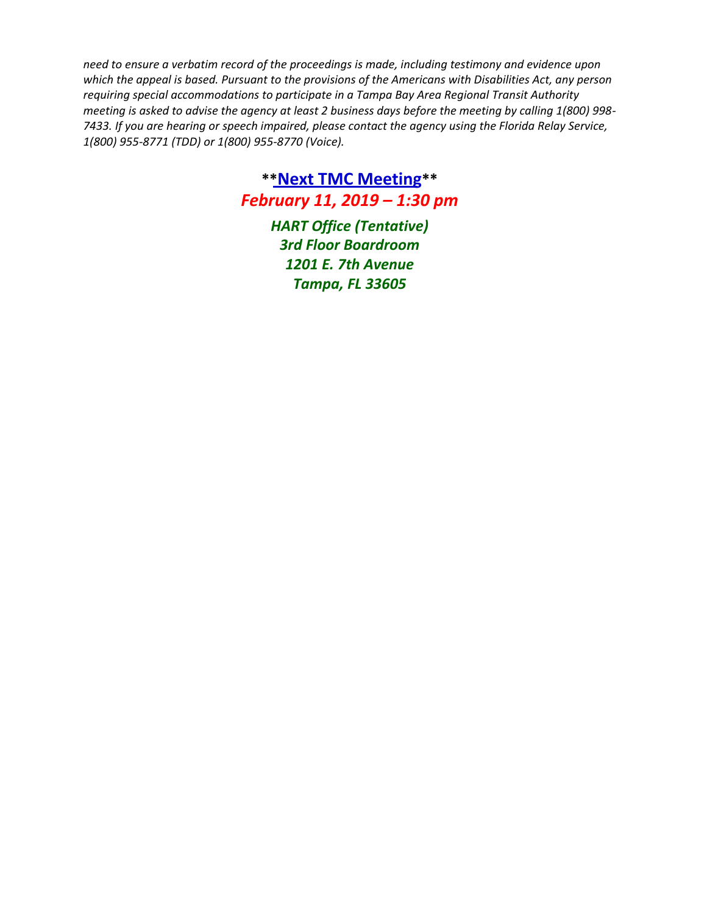*need to ensure a verbatim record of the proceedings is made, including testimony and evidence upon which the appeal is based. Pursuant to the provisions of the Americans with Disabilities Act, any person requiring special accommodations to participate in a Tampa Bay Area Regional Transit Authority meeting is asked to advise the agency at least 2 business days before the meeting by calling 1(800) 998-7433. If you are hearing or speech impaired, please contact the agency using the Florida Relay Service, 1(800) 955-8771 (TDD) or 1(800) 955-8770 (Voice).*

**\*\*Next TMC Meeting\*\***

***February 11, 2019 – 1:30 pm***

***HART Office (Tentative)***
***3rd Floor Boardroom***
***1201 E. 7th Avenue***
***Tampa, FL 33605***